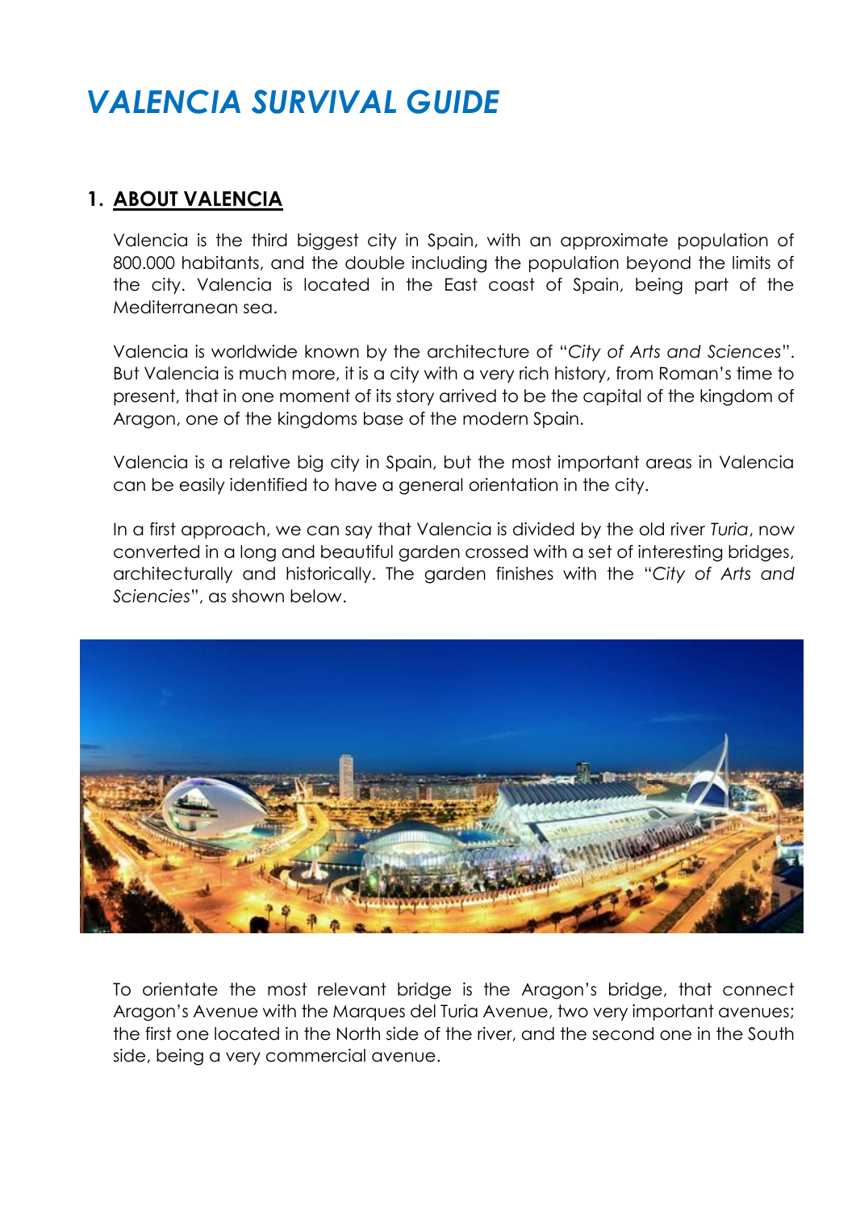# *VALENCIA SURVIVAL GUIDE*

## 1. <u>ABOUT VALENCIA</u>

Valencia is the third biggest city in Spain, with an approximate population of 800.000 habitants, and the double including the population beyond the limits of the city. Valencia is located in the East coast of Spain, being part of the Mediterranean sea.

Valencia is worldwide known by the architecture of "*City of Arts and Sciences*". But Valencia is much more, it is a city with a very rich history, from Roman's time to present, that in one moment of its story arrived to be the capital of the kingdom of Aragon, one of the kingdoms base of the modern Spain.

Valencia is a relative big city in Spain, but the most important areas in Valencia can be easily identified to have a general orientation in the city.

In a first approach, we can say that Valencia is divided by the old river *Turia*, now converted in a long and beautiful garden crossed with a set of interesting bridges, architecturally and historically. The garden finishes with the "*City of Arts and Sciencies*", as shown below.

To orientate the most relevant bridge is the Aragon's bridge, that connect Aragon's Avenue with the Marques del Turia Avenue, two very important avenues; the first one located in the North side of the river, and the second one in the South side, being a very commercial avenue.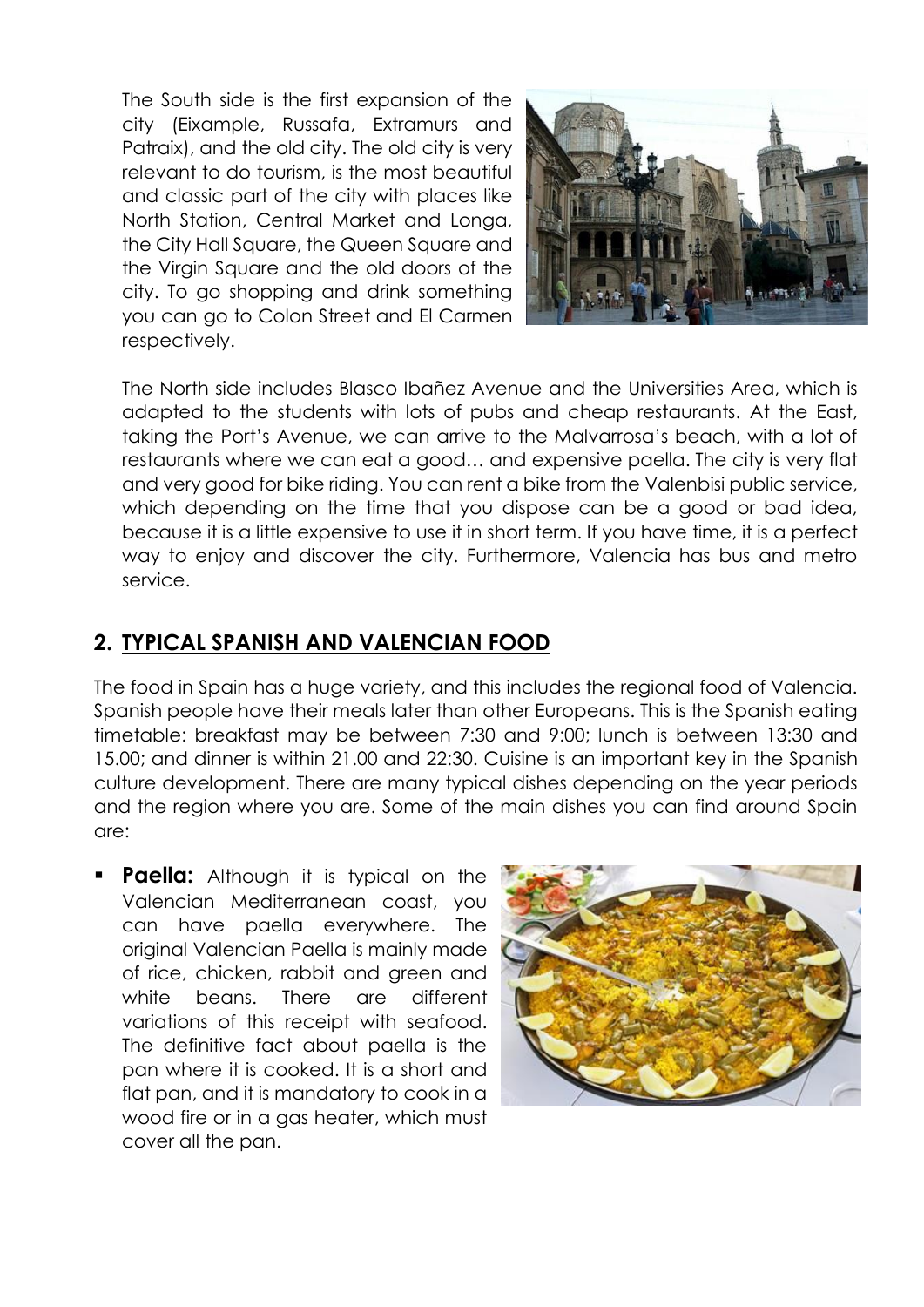The South side is the first expansion of the city (Eixample, Russafa, Extramurs and Patraix), and the old city. The old city is very relevant to do tourism, is the most beautiful and classic part of the city with places like North Station, Central Market and Longa, the City Hall Square, the Queen Square and the Virgin Square and the old doors of the city. To go shopping and drink something you can go to Colon Street and El Carmen respectively.

The North side includes Blasco Ibañez Avenue and the Universities Area, which is adapted to the students with lots of pubs and cheap restaurants. At the East, taking the Port's Avenue, we can arrive to the Malvarrosa's beach, with a lot of restaurants where we can eat a good… and expensive paella. The city is very flat and very good for bike riding. You can rent a bike from the Valenbisi public service, which depending on the time that you dispose can be a good or bad idea, because it is a little expensive to use it in short term. If you have time, it is a perfect way to enjoy and discover the city. Furthermore, Valencia has bus and metro service.

## 2. TYPICAL SPANISH AND VALENCIAN FOOD

The food in Spain has a huge variety, and this includes the regional food of Valencia. Spanish people have their meals later than other Europeans. This is the Spanish eating timetable: breakfast may be between 7:30 and 9:00; lunch is between 13:30 and 15.00; and dinner is within 21.00 and 22:30. Cuisine is an important key in the Spanish culture development. There are many typical dishes depending on the year periods and the region where you are. Some of the main dishes you can find around Spain are:

- **Paella:** Although it is typical on the Valencian Mediterranean coast, you can have paella everywhere. The original Valencian Paella is mainly made of rice, chicken, rabbit and green and white beans. There are different variations of this receipt with seafood. The definitive fact about paella is the pan where it is cooked. It is a short and flat pan, and it is mandatory to cook in a wood fire or in a gas heater, which must cover all the pan.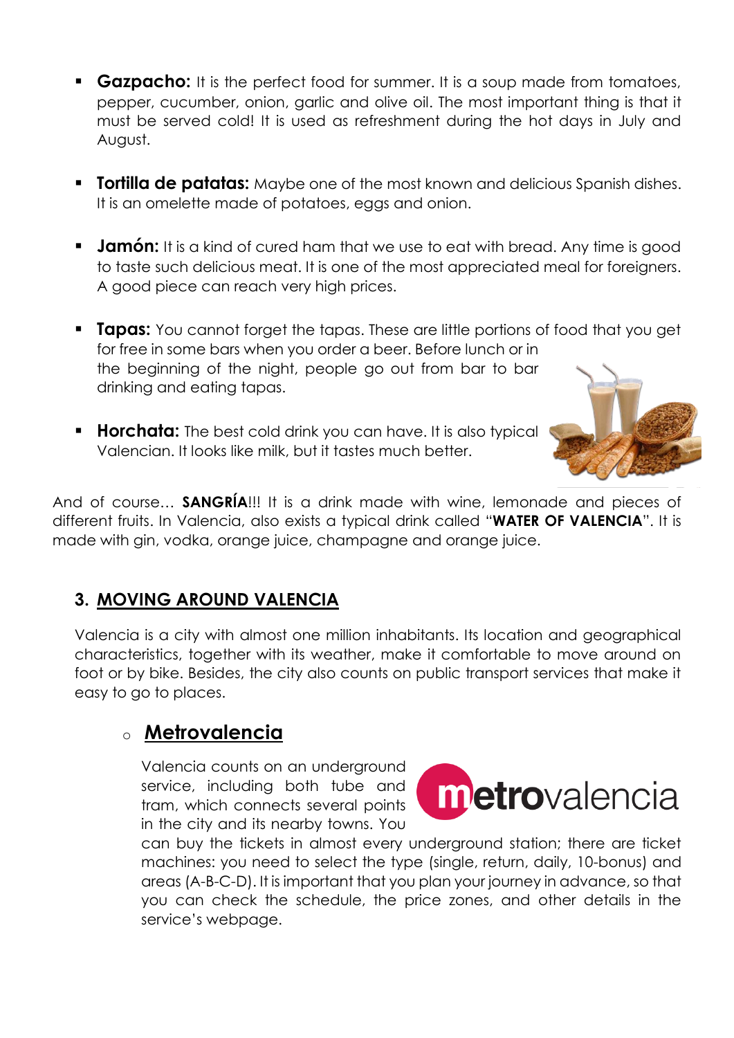- **Gazpacho:** It is the perfect food for summer. It is a soup made from tomatoes, pepper, cucumber, onion, garlic and olive oil. The most important thing is that it must be served cold! It is used as refreshment during the hot days in July and August.

- **Tortilla de patatas:** Maybe one of the most known and delicious Spanish dishes. It is an omelette made of potatoes, eggs and onion.

- **Jamón:** It is a kind of cured ham that we use to eat with bread. Any time is good to taste such delicious meat. It is one of the most appreciated meal for foreigners. A good piece can reach very high prices.

- **Tapas:** You cannot forget the tapas. These are little portions of food that you get for free in some bars when you order a beer. Before lunch or in the beginning of the night, people go out from bar to bar drinking and eating tapas.

- **Horchata:** The best cold drink you can have. It is also typical Valencian. It looks like milk, but it tastes much better.

And of course… **SANGRÍA**!!! It is a drink made with wine, lemonade and pieces of different fruits. In Valencia, also exists a typical drink called "**WATER OF VALENCIA**". It is made with gin, vodka, orange juice, champagne and orange juice.

## 3. MOVING AROUND VALENCIA

Valencia is a city with almost one million inhabitants. Its location and geographical characteristics, together with its weather, make it comfortable to move around on foot or by bike. Besides, the city also counts on public transport services that make it easy to go to places.

### Metrovalencia

Valencia counts on an underground service, including both tube and tram, which connects several points in the city and its nearby towns. You can buy the tickets in almost every underground station; there are ticket machines: you need to select the type (single, return, daily, 10-bonus) and areas (A-B-C-D). It is important that you plan your journey in advance, so that you can check the schedule, the price zones, and other details in the service's webpage.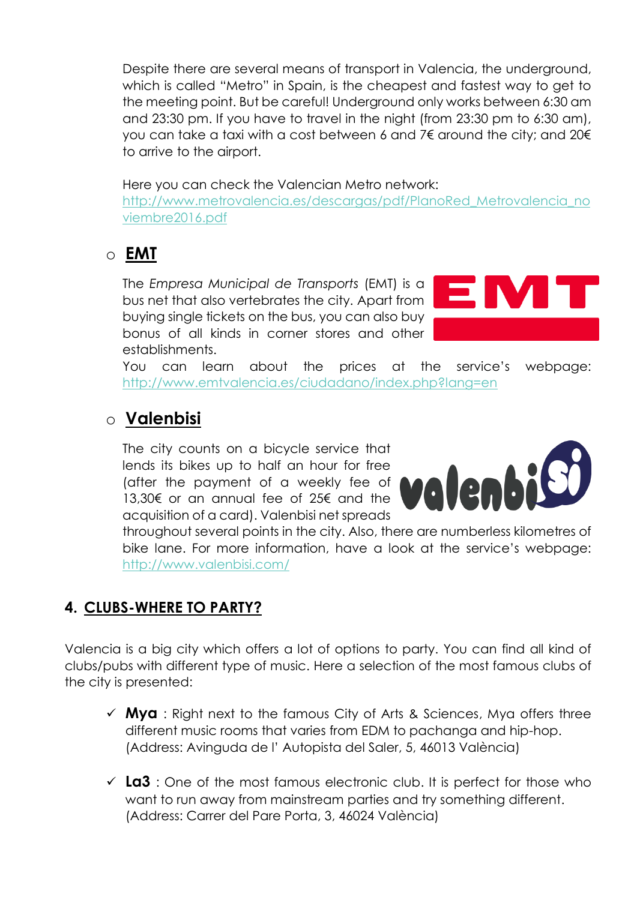Despite there are several means of transport in Valencia, the underground, which is called "Metro" in Spain, is the cheapest and fastest way to get to the meeting point. But be careful! Underground only works between 6:30 am and 23:30 pm. If you have to travel in the night (from 23:30 pm to 6:30 am), you can take a taxi with a cost between 6 and 7€ around the city; and 20€ to arrive to the airport.

Here you can check the Valencian Metro network: [http://www.metrovalencia.es/descargas/pdf/PlanoRed_Metrovalencia_noviembre2016.pdf](http://www.metrovalencia.es/descargas/pdf/PlanoRed_Metrovalencia_noviembre2016.pdf)

- **EMT**

The *Empresa Municipal de Transports* (EMT) is a bus net that also vertebrates the city. Apart from buying single tickets on the bus, you can also buy bonus of all kinds in corner stores and other establishments.
You can learn about the prices at the service's webpage: [http://www.emtvalencia.es/ciudadano/index.php?lang=en](http://www.emtvalencia.es/ciudadano/index.php?lang=en)

- **Valenbisi**

The city counts on a bicycle service that lends its bikes up to half an hour for free (after the payment of a weekly fee of 13,30€ or an annual fee of 25€ and the acquisition of a card). Valenbisi net spreads throughout several points in the city. Also, there are numberless kilometres of bike lane. For more information, have a look at the service's webpage: [http://www.valenbisi.com/](http://www.valenbisi.com/)

## 4. CLUBS-WHERE TO PARTY?

Valencia is a big city which offers a lot of options to party. You can find all kind of clubs/pubs with different type of music. Here a selection of the most famous clubs of the city is presented:

- ✓ **Mya** : Right next to the famous City of Arts & Sciences, Mya offers three different music rooms that varies from EDM to pachanga and hip-hop. (Address: Avinguda de l' Autopista del Saler, 5, 46013 València)

- ✓ **La3** : One of the most famous electronic club. It is perfect for those who want to run away from mainstream parties and try something different. (Address: Carrer del Pare Porta, 3, 46024 València)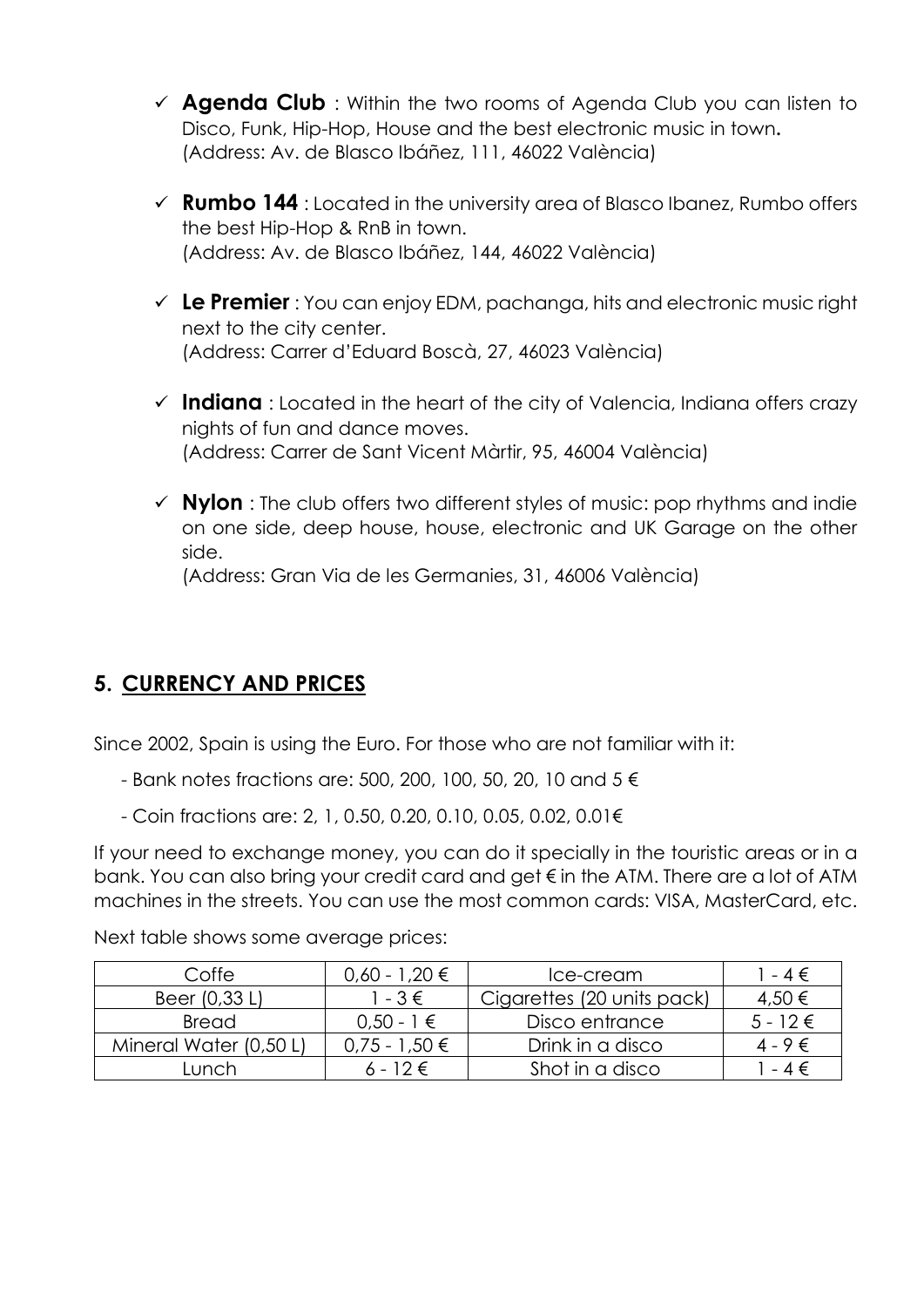- ✓ **Agenda Club** : Within the two rooms of Agenda Club you can listen to Disco, Funk, Hip-Hop, House and the best electronic music in town**.** (Address: Av. de Blasco Ibáñez, 111, 46022 València)

- ✓ **Rumbo 144** : Located in the university area of Blasco Ibanez, Rumbo offers the best Hip-Hop & RnB in town. (Address: Av. de Blasco Ibáñez, 144, 46022 València)

- ✓ **Le Premier** : You can enjoy EDM, pachanga, hits and electronic music right next to the city center. (Address: Carrer d'Eduard Boscà, 27, 46023 València)

- ✓ **Indiana** : Located in the heart of the city of Valencia, Indiana offers crazy nights of fun and dance moves. (Address: Carrer de Sant Vicent Màrtir, 95, 46004 València)

- ✓ **Nylon** : The club offers two different styles of music: pop rhythms and indie on one side, deep house, house, electronic and UK Garage on the other side. (Address: Gran Via de les Germanies, 31, 46006 València)

## 5. CURRENCY AND PRICES

Since 2002, Spain is using the Euro. For those who are not familiar with it:

- Bank notes fractions are: 500, 200, 100, 50, 20, 10 and 5 €

- Coin fractions are: 2, 1, 0.50, 0.20, 0.10, 0.05, 0.02, 0.01€

If your need to exchange money, you can do it specially in the touristic areas or in a bank. You can also bring your credit card and get € in the ATM. There are a lot of ATM machines in the streets. You can use the most common cards: VISA, MasterCard, etc.

Next table shows some average prices:

| Coffe | 0,60 - 1,20 € | Ice-cream | 1 - 4 € |
|---|---|---|---|
| Beer (0,33 L) | 1 - 3 € | Cigarettes (20 units pack) | 4,50 € |
| Bread | 0,50 - 1 € | Disco entrance | 5 - 12 € |
| Mineral Water (0,50 L) | 0,75 - 1,50 € | Drink in a disco | 4 - 9 € |
| Lunch | 6 - 12 € | Shot in a disco | 1 - 4 € |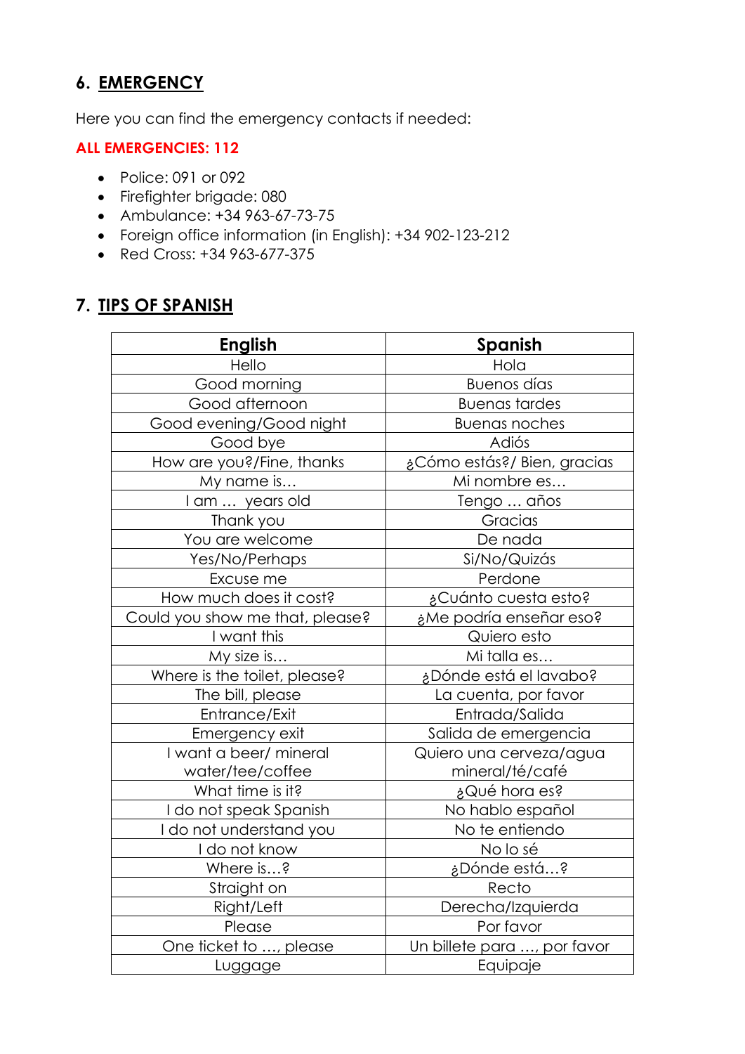## 6. EMERGENCY

Here you can find the emergency contacts if needed:

**ALL EMERGENCIES: 112**

- Police: 091 or 092
- Firefighter brigade: 080
- Ambulance: +34 963-67-73-75
- Foreign office information (in English): +34 902-123-212
- Red Cross: +34 963-677-375

## 7. TIPS OF SPANISH

| English | Spanish |
|---|---|
| Hello | Hola |
| Good morning | Buenos días |
| Good afternoon | Buenas tardes |
| Good evening/Good night | Buenas noches |
| Good bye | Adiós |
| How are you?/Fine, thanks | ¿Cómo estás?/ Bien, gracias |
| My name is… | Mi nombre es… |
| I am … years old | Tengo … años |
| Thank you | Gracias |
| You are welcome | De nada |
| Yes/No/Perhaps | Si/No/Quizás |
| Excuse me | Perdone |
| How much does it cost? | ¿Cuánto cuesta esto? |
| Could you show me that, please? | ¿Me podría enseñar eso? |
| I want this | Quiero esto |
| My size is… | Mi talla es… |
| Where is the toilet, please? | ¿Dónde está el lavabo? |
| The bill, please | La cuenta, por favor |
| Entrance/Exit | Entrada/Salida |
| Emergency exit | Salida de emergencia |
| I want a beer/ mineral water/tee/coffee | Quiero una cerveza/agua mineral/té/café |
| What time is it? | ¿Qué hora es? |
| I do not speak Spanish | No hablo español |
| I do not understand you | No te entiendo |
| I do not know | No lo sé |
| Where is…? | ¿Dónde está…? |
| Straight on | Recto |
| Right/Left | Derecha/Izquierda |
| Please | Por favor |
| One ticket to …, please | Un billete para …, por favor |
| Luggage | Equipaje |